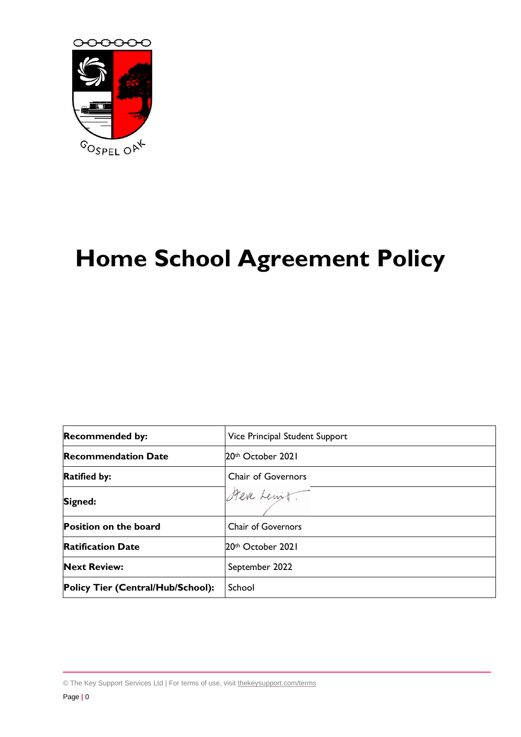GOSPEL OAK

# Home School Agreement Policy

| **Recommended by:** | Vice Principal Student Support |
|---|---|
| **Recommendation Date** | 20th October 2021 |
| **Ratified by:** | Chair of Governors |
| **Signed:** | Steve Lewitt. |
| **Position on the board** | Chair of Governors |
| **Ratification Date** | 20th October 2021 |
| **Next Review:** | September 2022 |
| **Policy Tier (Central/Hub/School):** | School |

© The Key Support Services Ltd | For terms of use, visit thekeysupport.com/terms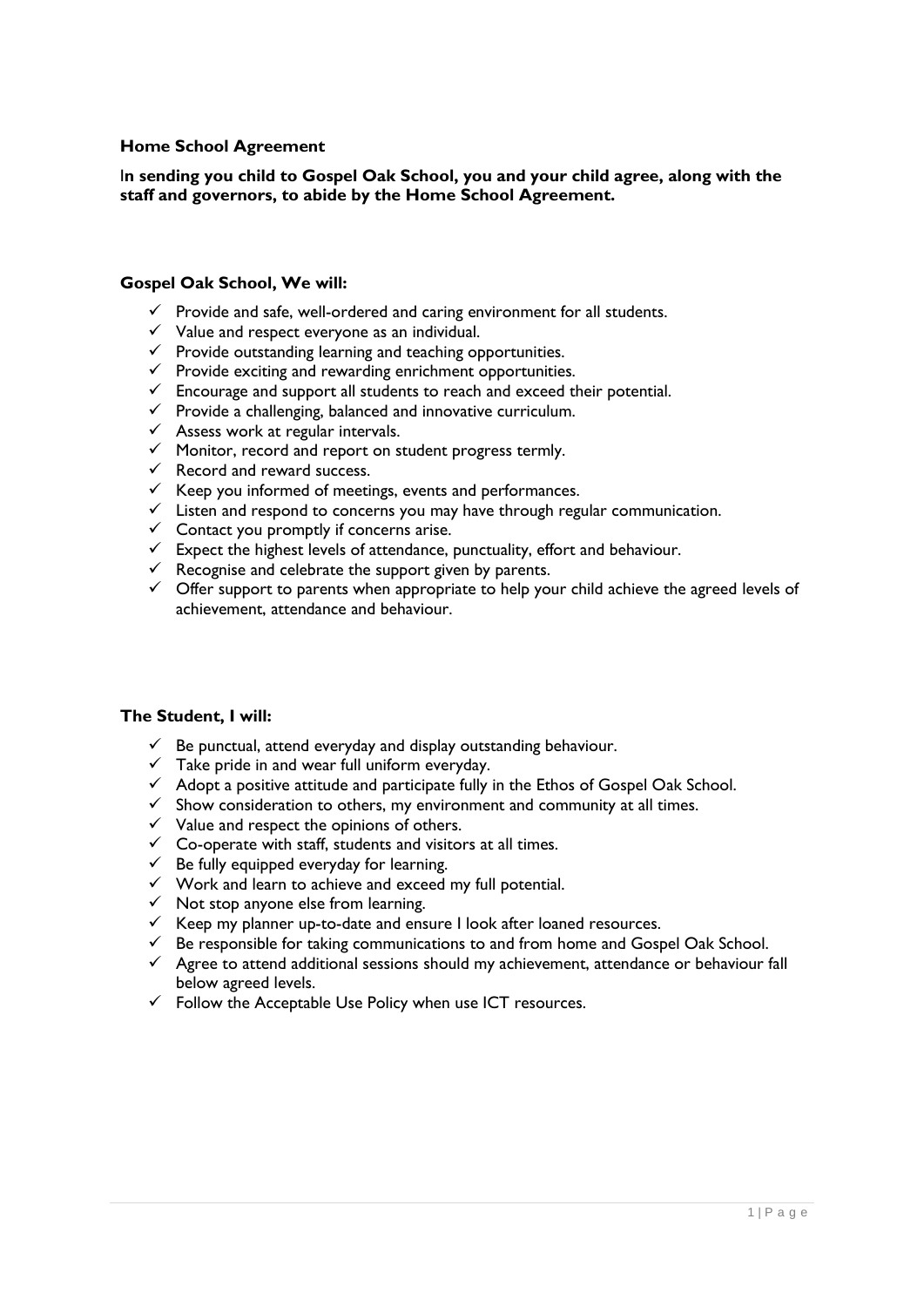**Home School Agreement**

**In sending you child to Gospel Oak School, you and your child agree, along with the staff and governors, to abide by the Home School Agreement.**

**Gospel Oak School, We will:**

- ✓ Provide and safe, well-ordered and caring environment for all students.
- ✓ Value and respect everyone as an individual.
- ✓ Provide outstanding learning and teaching opportunities.
- ✓ Provide exciting and rewarding enrichment opportunities.
- ✓ Encourage and support all students to reach and exceed their potential.
- ✓ Provide a challenging, balanced and innovative curriculum.
- ✓ Assess work at regular intervals.
- ✓ Monitor, record and report on student progress termly.
- ✓ Record and reward success.
- ✓ Keep you informed of meetings, events and performances.
- ✓ Listen and respond to concerns you may have through regular communication.
- ✓ Contact you promptly if concerns arise.
- ✓ Expect the highest levels of attendance, punctuality, effort and behaviour.
- ✓ Recognise and celebrate the support given by parents.
- ✓ Offer support to parents when appropriate to help your child achieve the agreed levels of achievement, attendance and behaviour.

**The Student, I will:**

- ✓ Be punctual, attend everyday and display outstanding behaviour.
- ✓ Take pride in and wear full uniform everyday.
- ✓ Adopt a positive attitude and participate fully in the Ethos of Gospel Oak School.
- ✓ Show consideration to others, my environment and community at all times.
- ✓ Value and respect the opinions of others.
- ✓ Co-operate with staff, students and visitors at all times.
- ✓ Be fully equipped everyday for learning.
- ✓ Work and learn to achieve and exceed my full potential.
- ✓ Not stop anyone else from learning.
- ✓ Keep my planner up-to-date and ensure I look after loaned resources.
- ✓ Be responsible for taking communications to and from home and Gospel Oak School.
- ✓ Agree to attend additional sessions should my achievement, attendance or behaviour fall below agreed levels.
- ✓ Follow the Acceptable Use Policy when use ICT resources.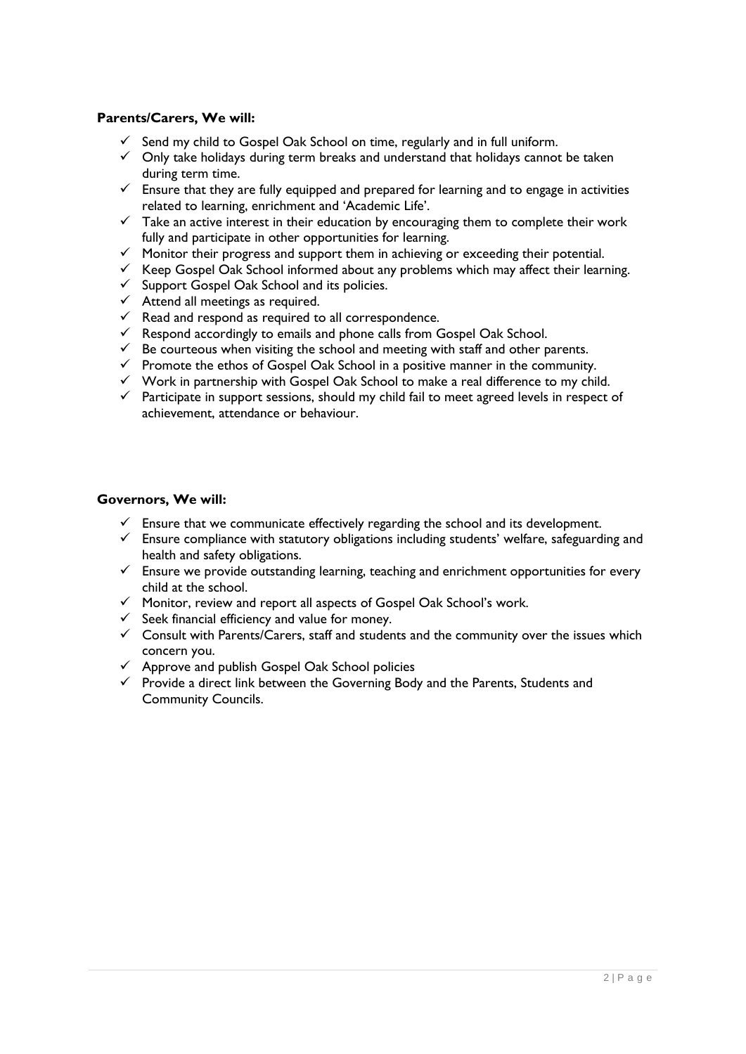**Parents/Carers, We will:**

- ✓ Send my child to Gospel Oak School on time, regularly and in full uniform.
- ✓ Only take holidays during term breaks and understand that holidays cannot be taken during term time.
- ✓ Ensure that they are fully equipped and prepared for learning and to engage in activities related to learning, enrichment and 'Academic Life'.
- ✓ Take an active interest in their education by encouraging them to complete their work fully and participate in other opportunities for learning.
- ✓ Monitor their progress and support them in achieving or exceeding their potential.
- ✓ Keep Gospel Oak School informed about any problems which may affect their learning.
- ✓ Support Gospel Oak School and its policies.
- ✓ Attend all meetings as required.
- ✓ Read and respond as required to all correspondence.
- ✓ Respond accordingly to emails and phone calls from Gospel Oak School.
- ✓ Be courteous when visiting the school and meeting with staff and other parents.
- ✓ Promote the ethos of Gospel Oak School in a positive manner in the community.
- ✓ Work in partnership with Gospel Oak School to make a real difference to my child.
- ✓ Participate in support sessions, should my child fail to meet agreed levels in respect of achievement, attendance or behaviour.

**Governors, We will:**

- ✓ Ensure that we communicate effectively regarding the school and its development.
- ✓ Ensure compliance with statutory obligations including students' welfare, safeguarding and health and safety obligations.
- ✓ Ensure we provide outstanding learning, teaching and enrichment opportunities for every child at the school.
- ✓ Monitor, review and report all aspects of Gospel Oak School's work.
- ✓ Seek financial efficiency and value for money.
- ✓ Consult with Parents/Carers, staff and students and the community over the issues which concern you.
- ✓ Approve and publish Gospel Oak School policies
- ✓ Provide a direct link between the Governing Body and the Parents, Students and Community Councils.